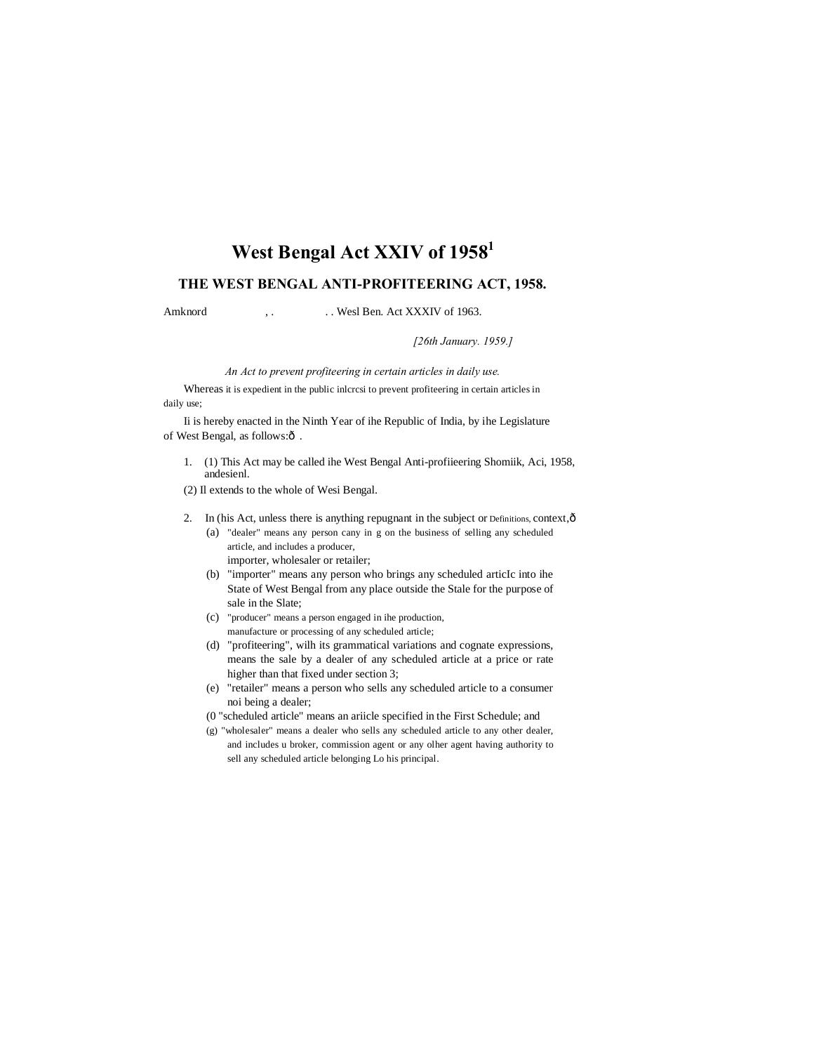# West Bengal Act XXIV of 1958[1]

## THE WEST BENGAL ANTI-PROFITEERING ACT, 1958.

Amknord , . . . Wesl Ben. Act XXXIV of 1963.

*[26th January. 1959.]*

*An Act to prevent profiteering in certain articles in daily use.*

Whereas it is expedient in the public inlcrcsi to prevent profiteering in certain articles in daily use;

Ii is hereby enacted in the Ninth Year of ihe Republic of India, by ihe Legislature of West Bengal, as follows:ð .

1. (1) This Act may be called ihe West Bengal Anti-profiieering Shomiik, Aci, 1958, andesienl.

   (2) Il extends to the whole of Wesi Bengal.

2. In (his Act, unless there is anything repugnant in the subject or Definitions, context,ð

   (a) "dealer" means any person cany in g on the business of selling any scheduled article, and includes a producer, importer, wholesaler or retailer;

   (b) "importer" means any person who brings any scheduled articIc into ihe State of West Bengal from any place outside the Stale for the purpose of sale in the Slate;

   (c) "producer" means a person engaged in ihe production, manufacture or processing of any scheduled article;

   (d) "profiteering", wilh its grammatical variations and cognate expressions, means the sale by a dealer of any scheduled article at a price or rate higher than that fixed under section 3;

   (e) "retailer" means a person who sells any scheduled article to a consumer noi being a dealer;

   (0 "scheduled article" means an ariicle specified in the First Schedule; and

   (g) "wholesaler" means a dealer who sells any scheduled article to any other dealer, and includes u broker, commission agent or any olher agent having authority to sell any scheduled article belonging Lo his principal.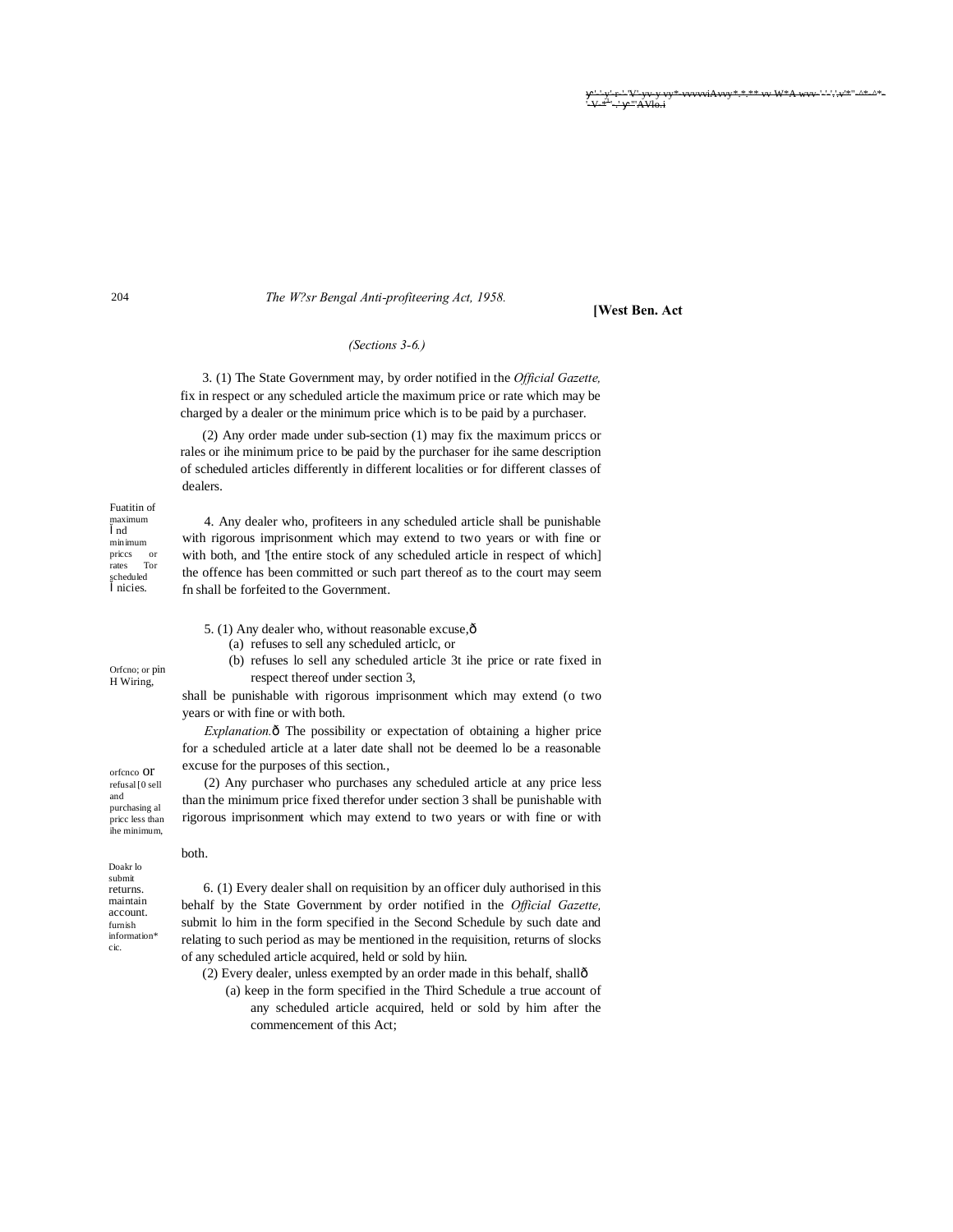*(Sections 3-6.)*

3. (1) The State Government may, by order notified in the *Official Gazette,* fix in respect or any scheduled article the maximum price or rate which may be charged by a dealer or the minimum price which is to be paid by a purchaser.

(2) Any order made under sub-section (1) may fix the maximum priccs or rales or ihe minimum price to be paid by the purchaser for ihe same description of scheduled articles differently in different localities or for different classes of dealers.

Fuatitin of maximum Ï nd minimum priccs or rates Tor scheduled Ï nicies.

4. Any dealer who, profiteers in any scheduled article shall be punishable with rigorous imprisonment which may extend to two years or with fine or with both, and '[the entire stock of any scheduled article in respect of which] the offence has been committed or such part thereof as to the court may seem fn shall be forfeited to the Government.

Orfcno; or pin H Wiring,

5. (1) Any dealer who, without reasonable excuse,ô

(a) refuses to sell any scheduled articlc, or

(b) refuses lo sell any scheduled article 3t ihe price or rate fixed in respect thereof under section 3,

shall be punishable with rigorous imprisonment which may extend (o two years or with fine or with both.

*Explanation.*ô The possibility or expectation of obtaining a higher price for a scheduled article at a later date shall not be deemed lo be a reasonable excuse for the purposes of this section.,

orfcnco or refusal [0 sell and purchasing al pricc less than ihe minimum,

(2) Any purchaser who purchases any scheduled article at any price less than the minimum price fixed therefor under section 3 shall be punishable with rigorous imprisonment which may extend to two years or with fine or with both.

Doakr lo submit returns. maintain account. furnish information* cic.

6. (1) Every dealer shall on requisition by an officer duly authorised in this behalf by the State Government by order notified in the *Official Gazette,* submit lo him in the form specified in the Second Schedule by such date and relating to such period as may be mentioned in the requisition, returns of slocks of any scheduled article acquired, held or sold by hiin.

(2) Every dealer, unless exempted by an order made in this behalf, shallô

(a) keep in the form specified in the Third Schedule a true account of any scheduled article acquired, held or sold by him after the commencement of this Act;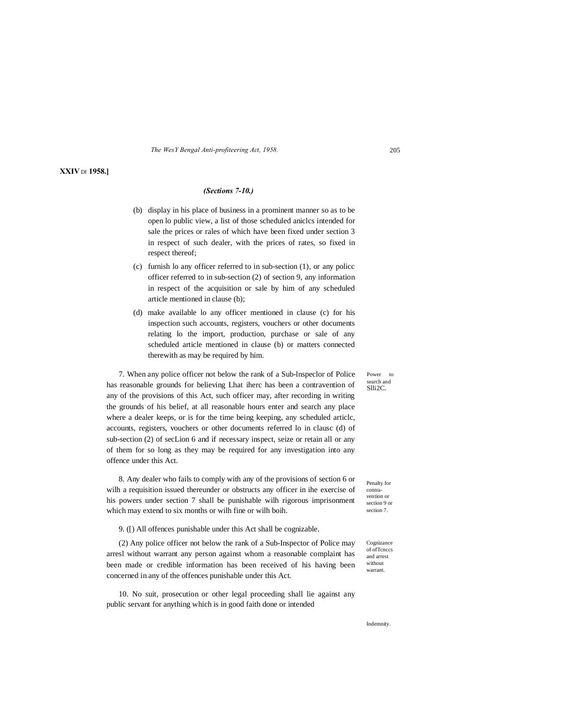**XXIV** Df **1958.]**

*(Sections 7-10.)*

(b) display in his place of business in a prominent manner so as to be open lo public view, a list of those scheduled aniclcs intended for sale the prices or rales of which have been fixed under section 3 in respect of such dealer, with the prices of rates, so fixed in respect thereof;

(c) furnish lo any officer referred to in sub-section (1), or any policc officer referred to in sub-section (2) of section 9, any information in respect of the acquisition or sale by him of any scheduled article mentioned in clause (b);

(d) make available lo any officer mentioned in clause (c) for his inspection such accounts, registers, vouchers or other documents relating lo the import, production, purchase or sale of any scheduled article mentioned in clause (b) or matters connected therewith as may be required by him.

Power to search and Slli2C.

7. When any police officer not below the rank of a Sub-lnspeclor of Police has reasonable grounds for believing Lhat iherc has been a contravention of any of the provisions of this Act, such officer may, after recording in writing the grounds of his belief, at all reasonable hours enter and search any place where a dealer keeps, or is for the time being keeping, any scheduled articlc, accounts, registers, vouchers or other documents referred lo in clausc (d) of sub-section (2) of secLion 6 and if necessary inspect, seize or retain all or any of them for so long as they may be required for any investigation into any offence under this Act.

Penalty for contra-vention or section 9 or section 7.

8. Any dealer who fails to comply with any of the provisions of section 6 or wilh a requisition issued thereunder or obstructs any officer in ihe exercise of his powers under section 7 shall be punishable wilh rigorous imprisonment which may extend to six months or wilh fine or wilh boih.

Cognizance of ofTcnccs and arrest without warrant.

9. ([) All offences punishable under this Act shall be cognizable.

(2) Any police officer not below the rank of a Sub-Inspector of Police may arresl without warrant any person against whom a reasonable complaint has been made or credible information has been received of his having been concerned in any of the offences punishable under this Act.

Indemnity.

10. No suit, prosecution or other legal proceeding shall lie against any public servant for anything which is in good faith done or intended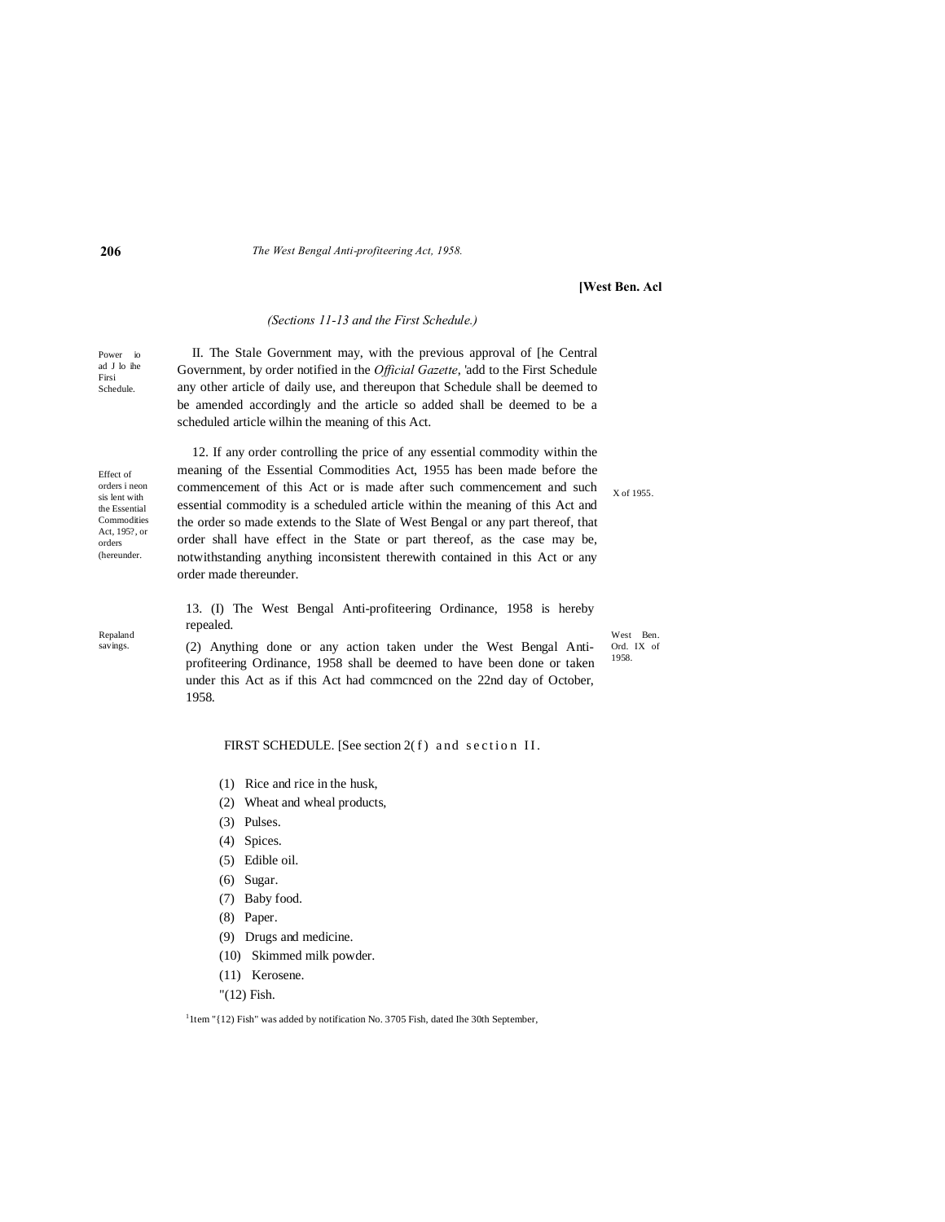[West Ben. Acl

*(Sections 11-13 and the First Schedule.)*

Power io ad J lo ihe Firsi Schedule.

II. The Stale Government may, with the previous approval of [he Central Government, by order notified in the *Official Gazette*, 'add to the First Schedule any other article of daily use, and thereupon that Schedule shall be deemed to be amended accordingly and the article so added shall be deemed to be a scheduled article wilhin the meaning of this Act.

Effect of orders i neon sis lent with the Essential Commodities Act, 195?, or orders (hereunder.

12. If any order controlling the price of any essential commodity within the meaning of the Essential Commodities Act, 1955 has been made before the commencement of this Act or is made after such commencement and such essential commodity is a scheduled article within the meaning of this Act and the order so made extends to the Slate of West Bengal or any part thereof, that order shall have effect in the State or part thereof, as the case may be, notwithstanding anything inconsistent therewith contained in this Act or any order made thereunder.

X of 1955.

Repaland savings.

13. (I) The West Bengal Anti-profiteering Ordinance, 1958 is hereby repealed.

(2) Anything done or any action taken under the West Bengal Anti-profiteering Ordinance, 1958 shall be deemed to have been done or taken under this Act as if this Act had commcnced on the 22nd day of October, 1958.

West Ben. Ord. IX of 1958.

FIRST SCHEDULE. [See section 2(f) and section II.

(1) Rice and rice in the husk,

(2) Wheat and wheal products,

(3) Pulses.

(4) Spices.

(5) Edible oil.

(6) Sugar.

(7) Baby food.

(8) Paper.

(9) Drugs and medicine.

(10) Skimmed milk powder.

(11) Kerosene.

"(12) Fish.

[1]1tem "{12) Fish" was added by notification No. 3705 Fish, dated Ihe 30th September,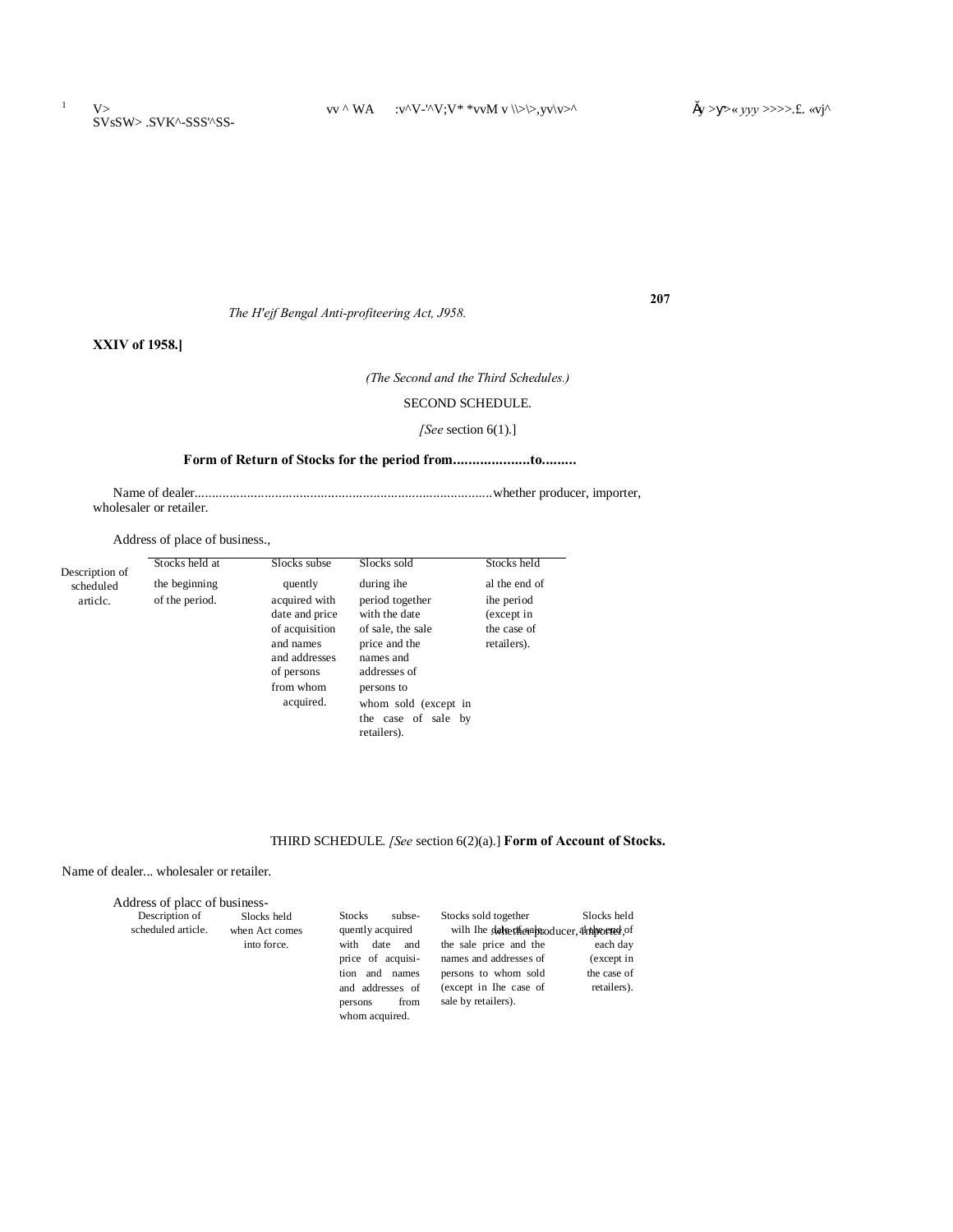**XXIV of 1958.]**

*(The Second and the Third Schedules.)*

SECOND SCHEDULE.

*[See* section 6(1).]

**Form of Return of Stocks for the period from...................to.........**

Name of dealer......................................................................................whether producer, importer, wholesaler or retailer.

Address of place of business.,

| Description of scheduled articlc. | Stocks held at the beginning of the period. | Slocks subsequently acquired with date and price of acquisition and names and addresses of persons from whom acquired. | Slocks sold during ihe period together with the date of sale, the sale price and the names and addresses of persons to whom sold (except in the case of sale by retailers). | Stocks held al the end of ihe period (except in the case of retailers). |
|---|---|---|---|---|
| | | | | |

THIRD SCHEDULE. *[See* section 6(2)(a).] **Form of Account of Stocks.**

Name of dealer... whether producer, importer, wholesaler or retailer.

Address of placc of business-

| Description of scheduled article. | Slocks held when Act comes into force. | Stocks subsequently acquired with date and price of acquisition and names and addresses of persons from whom acquired. | Stocks sold together wilh Ihe date of sale, the sale price and the names and addresses of persons to whom sold (except in Ihe case of sale by retailers). | Slocks held at the end of each day (except in the case of retailers). |
|---|---|---|---|---|
| | | | | |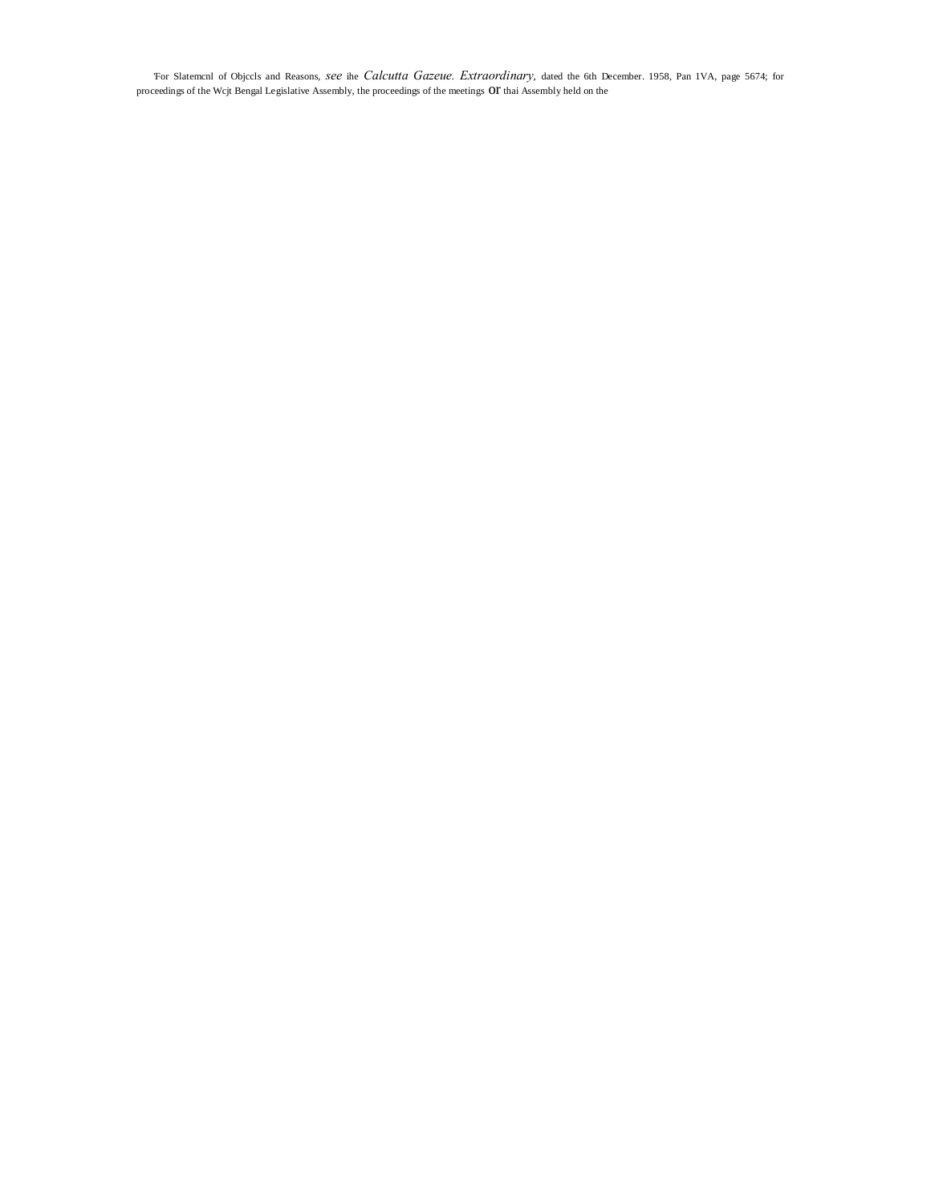'For Slatemcnl of Objccls and Reasons, *see* ihe *Calcutta Gazeue. Extraordinary,* dated the 6th December. 1958, Pan 1VA, page 5674; for proceedings of the Wcjt Bengal Legislative Assembly, the proceedings of the meetings or thai Assembly held on the